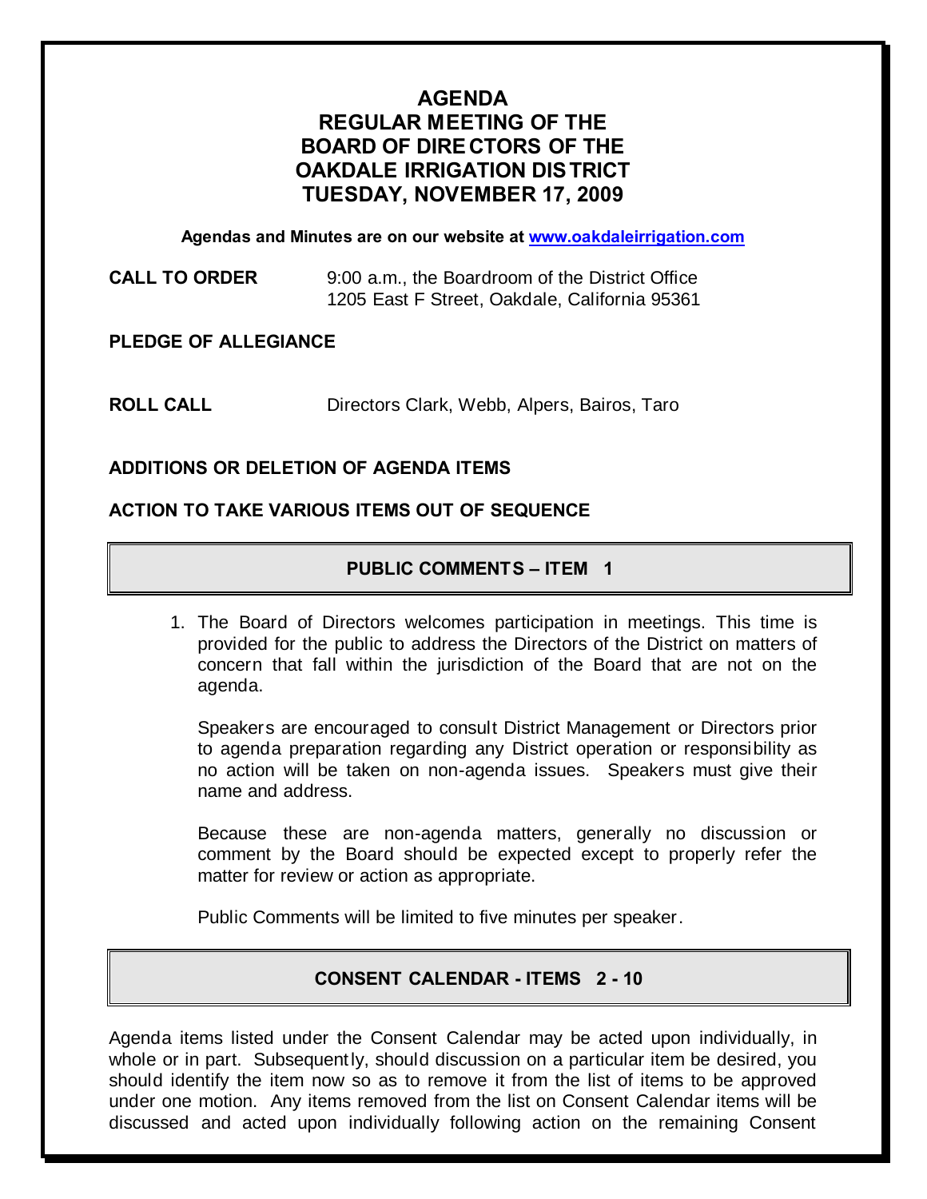# AGENDA
# REGULAR MEETING OF THE BOARD OF DIRECTORS OF THE OAKDALE IRRIGATION DISTRICT
# TUESDAY, NOVEMBER 17, 2009

**Agendas and Minutes are on our website at www.oakdaleirrigation.com**

**CALL TO ORDER** 9:00 a.m., the Boardroom of the District Office
1205 East F Street, Oakdale, California 95361

**PLEDGE OF ALLEGIANCE**

**ROLL CALL** Directors Clark, Webb, Alpers, Bairos, Taro

**ADDITIONS OR DELETION OF AGENDA ITEMS**

**ACTION TO TAKE VARIOUS ITEMS OUT OF SEQUENCE**

## PUBLIC COMMENTS – ITEM 1

1. The Board of Directors welcomes participation in meetings. This time is provided for the public to address the Directors of the District on matters of concern that fall within the jurisdiction of the Board that are not on the agenda.

   Speakers are encouraged to consult District Management or Directors prior to agenda preparation regarding any District operation or responsibility as no action will be taken on non-agenda issues. Speakers must give their name and address.

   Because these are non-agenda matters, generally no discussion or comment by the Board should be expected except to properly refer the matter for review or action as appropriate.

   Public Comments will be limited to five minutes per speaker.

## CONSENT CALENDAR - ITEMS 2 - 10

Agenda items listed under the Consent Calendar may be acted upon individually, in whole or in part. Subsequently, should discussion on a particular item be desired, you should identify the item now so as to remove it from the list of items to be approved under one motion. Any items removed from the list on Consent Calendar items will be discussed and acted upon individually following action on the remaining Consent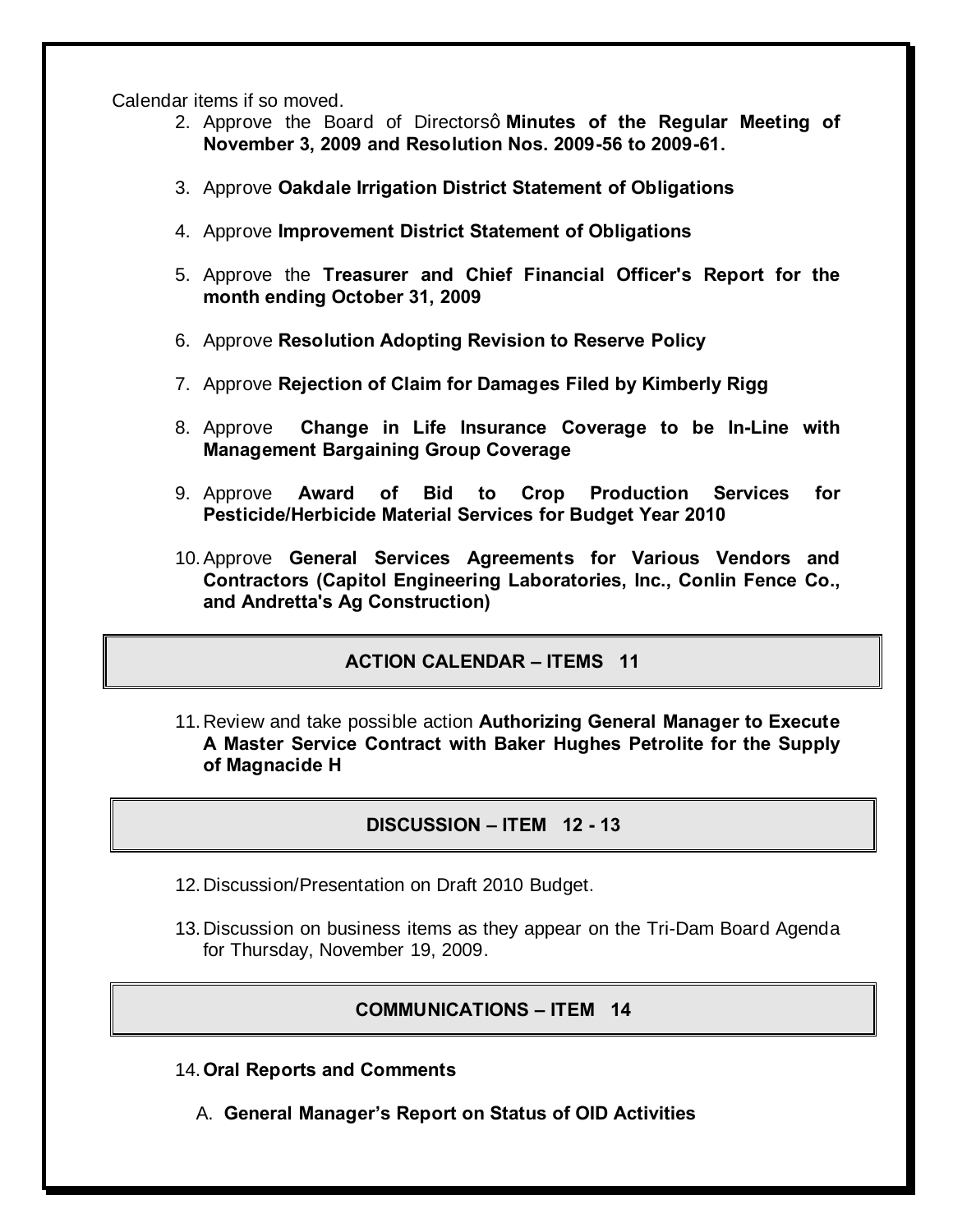Calendar items if so moved.

2. Approve the Board of Directorsô **Minutes of the Regular Meeting of November 3, 2009 and Resolution Nos. 2009-56 to 2009-61.**

3. Approve **Oakdale Irrigation District Statement of Obligations**

4. Approve **Improvement District Statement of Obligations**

5. Approve the **Treasurer and Chief Financial Officer's Report for the month ending October 31, 2009**

6. Approve **Resolution Adopting Revision to Reserve Policy**

7. Approve **Rejection of Claim for Damages Filed by Kimberly Rigg**

8. Approve **Change in Life Insurance Coverage to be In-Line with Management Bargaining Group Coverage**

9. Approve **Award of Bid to Crop Production Services for Pesticide/Herbicide Material Services for Budget Year 2010**

10. Approve **General Services Agreements for Various Vendors and Contractors (Capitol Engineering Laboratories, Inc., Conlin Fence Co., and Andretta's Ag Construction)**

## ACTION CALENDAR – ITEMS 11

11. Review and take possible action **Authorizing General Manager to Execute A Master Service Contract with Baker Hughes Petrolite for the Supply of Magnacide H**

## DISCUSSION – ITEM 12 - 13

12. Discussion/Presentation on Draft 2010 Budget.

13. Discussion on business items as they appear on the Tri-Dam Board Agenda for Thursday, November 19, 2009.

## COMMUNICATIONS – ITEM 14

14. **Oral Reports and Comments**

    A. **General Manager's Report on Status of OID Activities**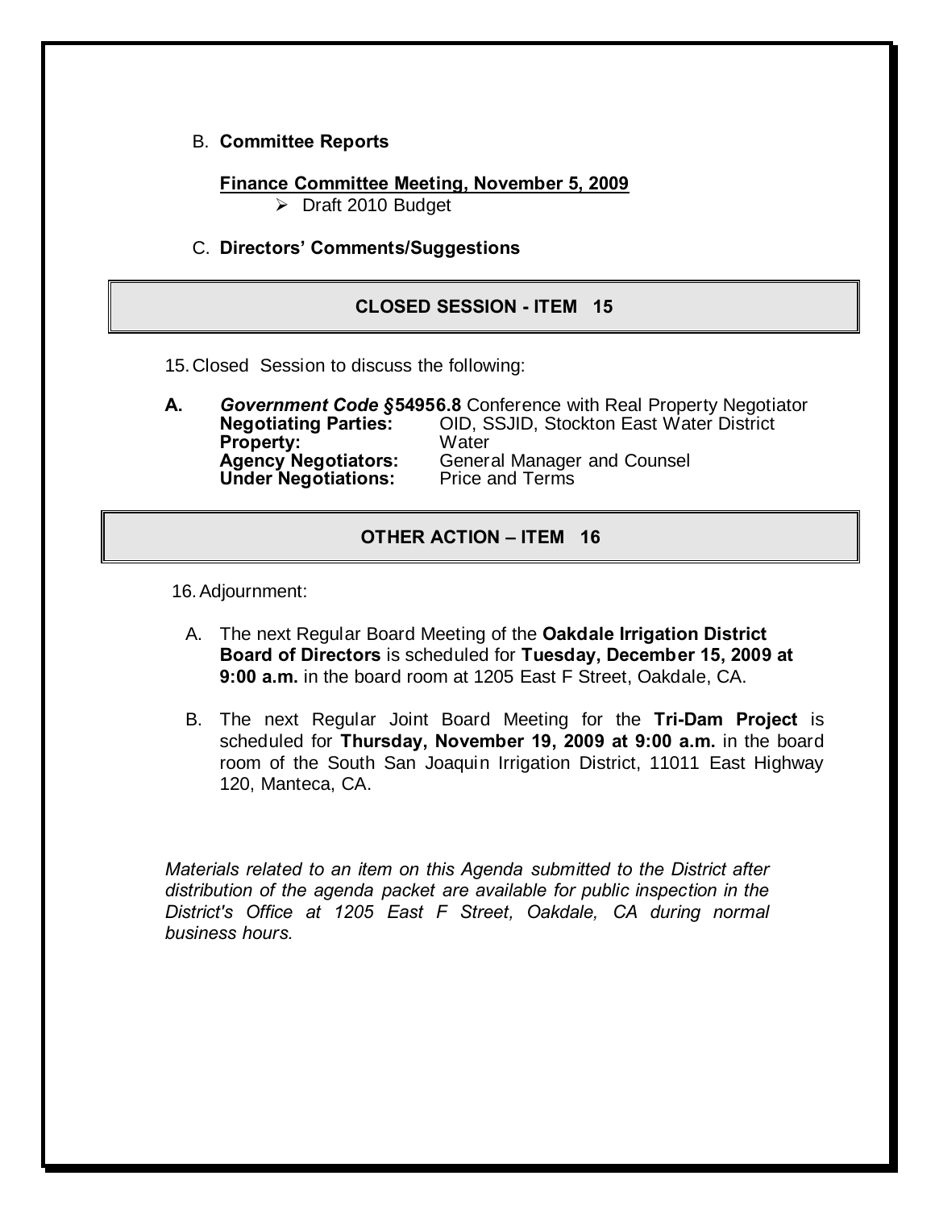B. **Committee Reports**

**Finance Committee Meeting, November 5, 2009**

- Draft 2010 Budget

C. **Directors' Comments/Suggestions**

## CLOSED SESSION - ITEM 15

15. Closed Session to discuss the following:

**A.** ***Government Code §*54956.8** Conference with Real Property Negotiator

| | |
|---|---|
| **Negotiating Parties:** | OID, SSJID, Stockton East Water District |
| **Property:** | Water |
| **Agency Negotiators:** | General Manager and Counsel |
| **Under Negotiations:** | Price and Terms |

## OTHER ACTION – ITEM 16

16. Adjournment:

A. The next Regular Board Meeting of the **Oakdale Irrigation District Board of Directors** is scheduled for **Tuesday, December 15, 2009 at 9:00 a.m.** in the board room at 1205 East F Street, Oakdale, CA.

B. The next Regular Joint Board Meeting for the **Tri-Dam Project** is scheduled for **Thursday, November 19, 2009 at 9:00 a.m.** in the board room of the South San Joaquin Irrigation District, 11011 East Highway 120, Manteca, CA.

*Materials related to an item on this Agenda submitted to the District after distribution of the agenda packet are available for public inspection in the District's Office at 1205 East F Street, Oakdale, CA during normal business hours.*